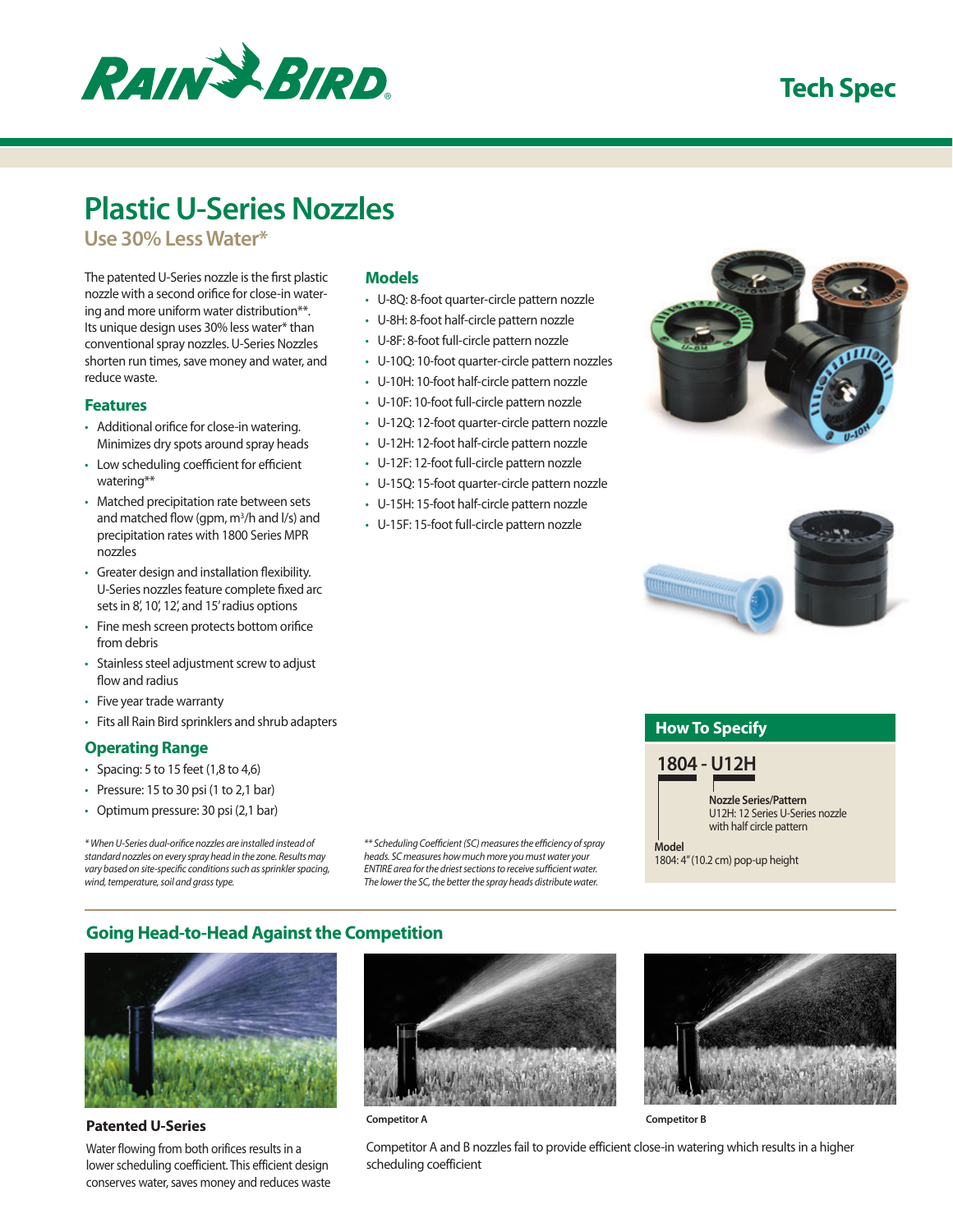Tech Spec

# Plastic U-Series Nozzles

## Use 30% Less Water*

The patented U-Series nozzle is the first plastic nozzle with a second orifice for close-in watering and more uniform water distribution**. Its unique design uses 30% less water* than conventional spray nozzles. U-Series Nozzles shorten run times, save money and water, and reduce waste.

### Features

- Additional orifice for close-in watering. Minimizes dry spots around spray heads
- Low scheduling coefficient for efficient watering**
- Matched precipitation rate between sets and matched flow (gpm, m³/h and l/s) and precipitation rates with 1800 Series MPR nozzles
- Greater design and installation flexibility. U-Series nozzles feature complete fixed arc sets in 8', 10', 12', and 15' radius options
- Fine mesh screen protects bottom orifice from debris
- Stainless steel adjustment screw to adjust flow and radius
- Five year trade warranty
- Fits all Rain Bird sprinklers and shrub adapters

### Operating Range

- Spacing: 5 to 15 feet (1,8 to 4,6)
- Pressure: 15 to 30 psi (1 to 2,1 bar)
- Optimum pressure: 30 psi (2,1 bar)

*\* When U-Series dual-orifice nozzles are installed instead of standard nozzles on every spray head in the zone. Results may vary based on site-specific conditions such as sprinkler spacing, wind, temperature, soil and grass type.*

### Models

- U-8Q: 8-foot quarter-circle pattern nozzle
- U-8H: 8-foot half-circle pattern nozzle
- U-8F: 8-foot full-circle pattern nozzle
- U-10Q: 10-foot quarter-circle pattern nozzles
- U-10H: 10-foot half-circle pattern nozzle
- U-10F: 10-foot full-circle pattern nozzle
- U-12Q: 12-foot quarter-circle pattern nozzle
- U-12H: 12-foot half-circle pattern nozzle
- U-12F: 12-foot full-circle pattern nozzle
- U-15Q: 15-foot quarter-circle pattern nozzle
- U-15H: 15-foot half-circle pattern nozzle
- U-15F: 15-foot full-circle pattern nozzle

*\*\* Scheduling Coefficient (SC) measures the efficiency of spray heads. SC measures how much more you must water your ENTIRE area for the driest sections to receive sufficient water. The lower the SC, the better the spray heads distribute water.*

### How To Specify

**1804 - U12H**

**Nozzle Series/Pattern**
U12H: 12 Series U-Series nozzle with half circle pattern

**Model**
1804: 4" (10.2 cm) pop-up height

## Going Head-to-Head Against the Competition

**Patented U-Series**

Water flowing from both orifices results in a lower scheduling coefficient. This efficient design conserves water, saves money and reduces waste

**Competitor A**

**Competitor B**

Competitor A and B nozzles fail to provide efficient close-in watering which results in a higher scheduling coefficient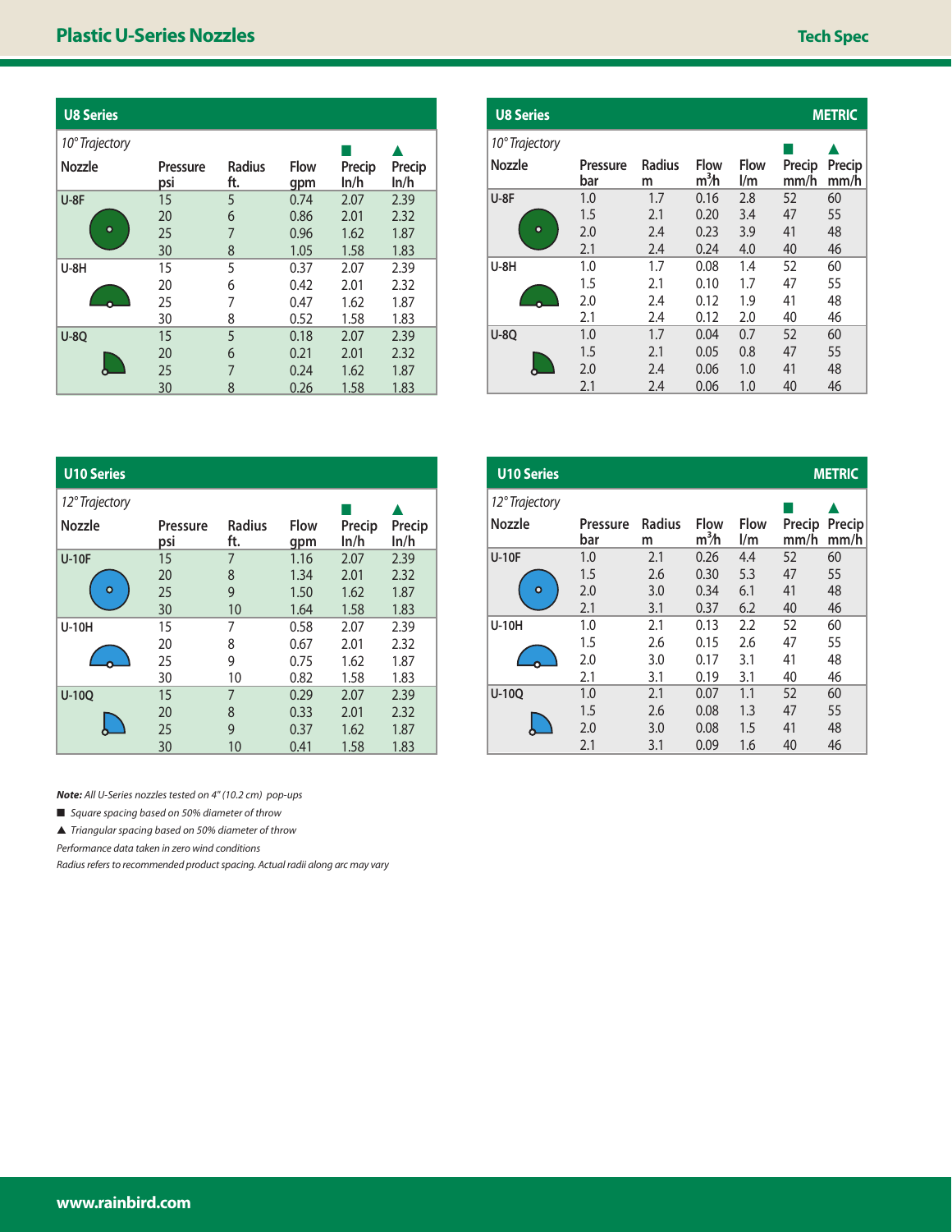# Plastic U-Series Nozzles

Tech Spec

## U8 Series

*10° Trajectory*

| Nozzle | Pressure psi | Radius ft. | Flow gpm | ■ Precip In/h | ▲ Precip In/h |
|---|---|---|---|---|---|
| U-8F | 15 | 5 | 0.74 | 2.07 | 2.39 |
| | 20 | 6 | 0.86 | 2.01 | 2.32 |
| | 25 | 7 | 0.96 | 1.62 | 1.87 |
| | 30 | 8 | 1.05 | 1.58 | 1.83 |
| U-8H | 15 | 5 | 0.37 | 2.07 | 2.39 |
| | 20 | 6 | 0.42 | 2.01 | 2.32 |
| | 25 | 7 | 0.47 | 1.62 | 1.87 |
| | 30 | 8 | 0.52 | 1.58 | 1.83 |
| U-8Q | 15 | 5 | 0.18 | 2.07 | 2.39 |
| | 20 | 6 | 0.21 | 2.01 | 2.32 |
| | 25 | 7 | 0.24 | 1.62 | 1.87 |
| | 30 | 8 | 0.26 | 1.58 | 1.83 |

## U8 Series METRIC

*10° Trajectory*

| Nozzle | Pressure bar | Radius m | Flow $m^3/h$ | Flow l/m | ■ Precip mm/h | ▲ Precip mm/h |
|---|---|---|---|---|---|---|
| U-8F | 1.0 | 1.7 | 0.16 | 2.8 | 52 | 60 |
| | 1.5 | 2.1 | 0.20 | 3.4 | 47 | 55 |
| | 2.0 | 2.4 | 0.23 | 3.9 | 41 | 48 |
| | 2.1 | 2.4 | 0.24 | 4.0 | 40 | 46 |
| U-8H | 1.0 | 1.7 | 0.08 | 1.4 | 52 | 60 |
| | 1.5 | 2.1 | 0.10 | 1.7 | 47 | 55 |
| | 2.0 | 2.4 | 0.12 | 1.9 | 41 | 48 |
| | 2.1 | 2.4 | 0.12 | 2.0 | 40 | 46 |
| U-8Q | 1.0 | 1.7 | 0.04 | 0.7 | 52 | 60 |
| | 1.5 | 2.1 | 0.05 | 0.8 | 47 | 55 |
| | 2.0 | 2.4 | 0.06 | 1.0 | 41 | 48 |
| | 2.1 | 2.4 | 0.06 | 1.0 | 40 | 46 |

## U10 Series

*12° Trajectory*

| Nozzle | Pressure psi | Radius ft. | Flow gpm | ■ Precip In/h | ▲ Precip In/h |
|---|---|---|---|---|---|
| U-10F | 15 | 7 | 1.16 | 2.07 | 2.39 |
| | 20 | 8 | 1.34 | 2.01 | 2.32 |
| | 25 | 9 | 1.50 | 1.62 | 1.87 |
| | 30 | 10 | 1.64 | 1.58 | 1.83 |
| U-10H | 15 | 7 | 0.58 | 2.07 | 2.39 |
| | 20 | 8 | 0.67 | 2.01 | 2.32 |
| | 25 | 9 | 0.75 | 1.62 | 1.87 |
| | 30 | 10 | 0.82 | 1.58 | 1.83 |
| U-10Q | 15 | 7 | 0.29 | 2.07 | 2.39 |
| | 20 | 8 | 0.33 | 2.01 | 2.32 |
| | 25 | 9 | 0.37 | 1.62 | 1.87 |
| | 30 | 10 | 0.41 | 1.58 | 1.83 |

## U10 Series METRIC

*12° Trajectory*

| Nozzle | Pressure bar | Radius m | Flow $m^3/h$ | Flow l/m | ■ Precip mm/h | ▲ Precip mm/h |
|---|---|---|---|---|---|---|
| U-10F | 1.0 | 2.1 | 0.26 | 4.4 | 52 | 60 |
| | 1.5 | 2.6 | 0.30 | 5.3 | 47 | 55 |
| | 2.0 | 3.0 | 0.34 | 6.1 | 41 | 48 |
| | 2.1 | 3.1 | 0.37 | 6.2 | 40 | 46 |
| U-10H | 1.0 | 2.1 | 0.13 | 2.2 | 52 | 60 |
| | 1.5 | 2.6 | 0.15 | 2.6 | 47 | 55 |
| | 2.0 | 3.0 | 0.17 | 3.1 | 41 | 48 |
| | 2.1 | 3.1 | 0.19 | 3.1 | 40 | 46 |
| U-10Q | 1.0 | 2.1 | 0.07 | 1.1 | 52 | 60 |
| | 1.5 | 2.6 | 0.08 | 1.3 | 47 | 55 |
| | 2.0 | 3.0 | 0.08 | 1.5 | 41 | 48 |
| | 2.1 | 3.1 | 0.09 | 1.6 | 40 | 46 |

***Note:*** *All U-Series nozzles tested on 4" (10.2 cm) pop-ups*

■ *Square spacing based on 50% diameter of throw*

▲ *Triangular spacing based on 50% diameter of throw*

*Performance data taken in zero wind conditions*

*Radius refers to recommended product spacing. Actual radii along arc may vary*

www.rainbird.com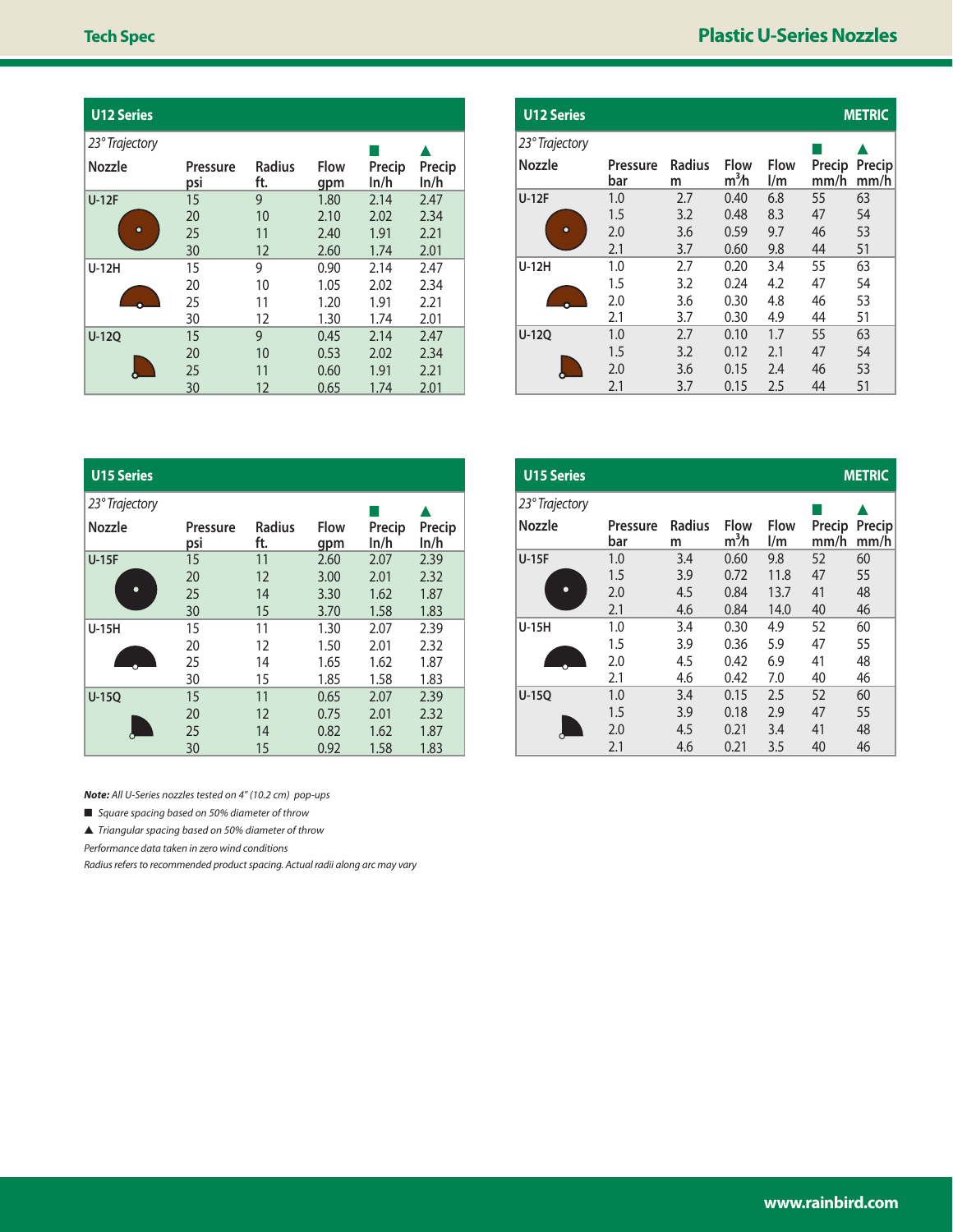# Plastic U-Series Nozzles

## U12 Series

*23° Trajectory*

| Nozzle | Pressure psi | Radius ft. | Flow gpm | ■ Precip In/h | ▲ Precip In/h |
|---|---|---|---|---|---|
| U-12F | 15 | 9 | 1.80 | 2.14 | 2.47 |
| | 20 | 10 | 2.10 | 2.02 | 2.34 |
| | 25 | 11 | 2.40 | 1.91 | 2.21 |
| | 30 | 12 | 2.60 | 1.74 | 2.01 |
| U-12H | 15 | 9 | 0.90 | 2.14 | 2.47 |
| | 20 | 10 | 1.05 | 2.02 | 2.34 |
| | 25 | 11 | 1.20 | 1.91 | 2.21 |
| | 30 | 12 | 1.30 | 1.74 | 2.01 |
| U-12Q | 15 | 9 | 0.45 | 2.14 | 2.47 |
| | 20 | 10 | 0.53 | 2.02 | 2.34 |
| | 25 | 11 | 0.60 | 1.91 | 2.21 |
| | 30 | 12 | 0.65 | 1.74 | 2.01 |

## U12 Series — METRIC

*23° Trajectory*

| Nozzle | Pressure bar | Radius m | Flow $m^3/h$ | Flow l/m | ■ Precip mm/h | ▲ Precip mm/h |
|---|---|---|---|---|---|---|
| U-12F | 1.0 | 2.7 | 0.40 | 6.8 | 55 | 63 |
| | 1.5 | 3.2 | 0.48 | 8.3 | 47 | 54 |
| | 2.0 | 3.6 | 0.59 | 9.7 | 46 | 53 |
| | 2.1 | 3.7 | 0.60 | 9.8 | 44 | 51 |
| U-12H | 1.0 | 2.7 | 0.20 | 3.4 | 55 | 63 |
| | 1.5 | 3.2 | 0.24 | 4.2 | 47 | 54 |
| | 2.0 | 3.6 | 0.30 | 4.8 | 46 | 53 |
| | 2.1 | 3.7 | 0.30 | 4.9 | 44 | 51 |
| U-12Q | 1.0 | 2.7 | 0.10 | 1.7 | 55 | 63 |
| | 1.5 | 3.2 | 0.12 | 2.1 | 47 | 54 |
| | 2.0 | 3.6 | 0.15 | 2.4 | 46 | 53 |
| | 2.1 | 3.7 | 0.15 | 2.5 | 44 | 51 |

## U15 Series

*23° Trajectory*

| Nozzle | Pressure psi | Radius ft. | Flow gpm | ■ Precip In/h | ▲ Precip In/h |
|---|---|---|---|---|---|
| U-15F | 15 | 11 | 2.60 | 2.07 | 2.39 |
| | 20 | 12 | 3.00 | 2.01 | 2.32 |
| | 25 | 14 | 3.30 | 1.62 | 1.87 |
| | 30 | 15 | 3.70 | 1.58 | 1.83 |
| U-15H | 15 | 11 | 1.30 | 2.07 | 2.39 |
| | 20 | 12 | 1.50 | 2.01 | 2.32 |
| | 25 | 14 | 1.65 | 1.62 | 1.87 |
| | 30 | 15 | 1.85 | 1.58 | 1.83 |
| U-15Q | 15 | 11 | 0.65 | 2.07 | 2.39 |
| | 20 | 12 | 0.75 | 2.01 | 2.32 |
| | 25 | 14 | 0.82 | 1.62 | 1.87 |
| | 30 | 15 | 0.92 | 1.58 | 1.83 |

## U15 Series — METRIC

*23° Trajectory*

| Nozzle | Pressure bar | Radius m | Flow $m^3/h$ | Flow l/m | ■ Precip mm/h | ▲ Precip mm/h |
|---|---|---|---|---|---|---|
| U-15F | 1.0 | 3.4 | 0.60 | 9.8 | 52 | 60 |
| | 1.5 | 3.9 | 0.72 | 11.8 | 47 | 55 |
| | 2.0 | 4.5 | 0.84 | 13.7 | 41 | 48 |
| | 2.1 | 4.6 | 0.84 | 14.0 | 40 | 46 |
| U-15H | 1.0 | 3.4 | 0.30 | 4.9 | 52 | 60 |
| | 1.5 | 3.9 | 0.36 | 5.9 | 47 | 55 |
| | 2.0 | 4.5 | 0.42 | 6.9 | 41 | 48 |
| | 2.1 | 4.6 | 0.42 | 7.0 | 40 | 46 |
| U-15Q | 1.0 | 3.4 | 0.15 | 2.5 | 52 | 60 |
| | 1.5 | 3.9 | 0.18 | 2.9 | 47 | 55 |
| | 2.0 | 4.5 | 0.21 | 3.4 | 41 | 48 |
| | 2.1 | 4.6 | 0.21 | 3.5 | 40 | 46 |

***Note:*** *All U-Series nozzles tested on 4" (10.2 cm) pop-ups*

■ *Square spacing based on 50% diameter of throw*

▲ *Triangular spacing based on 50% diameter of throw*

*Performance data taken in zero wind conditions*

*Radius refers to recommended product spacing. Actual radii along arc may vary*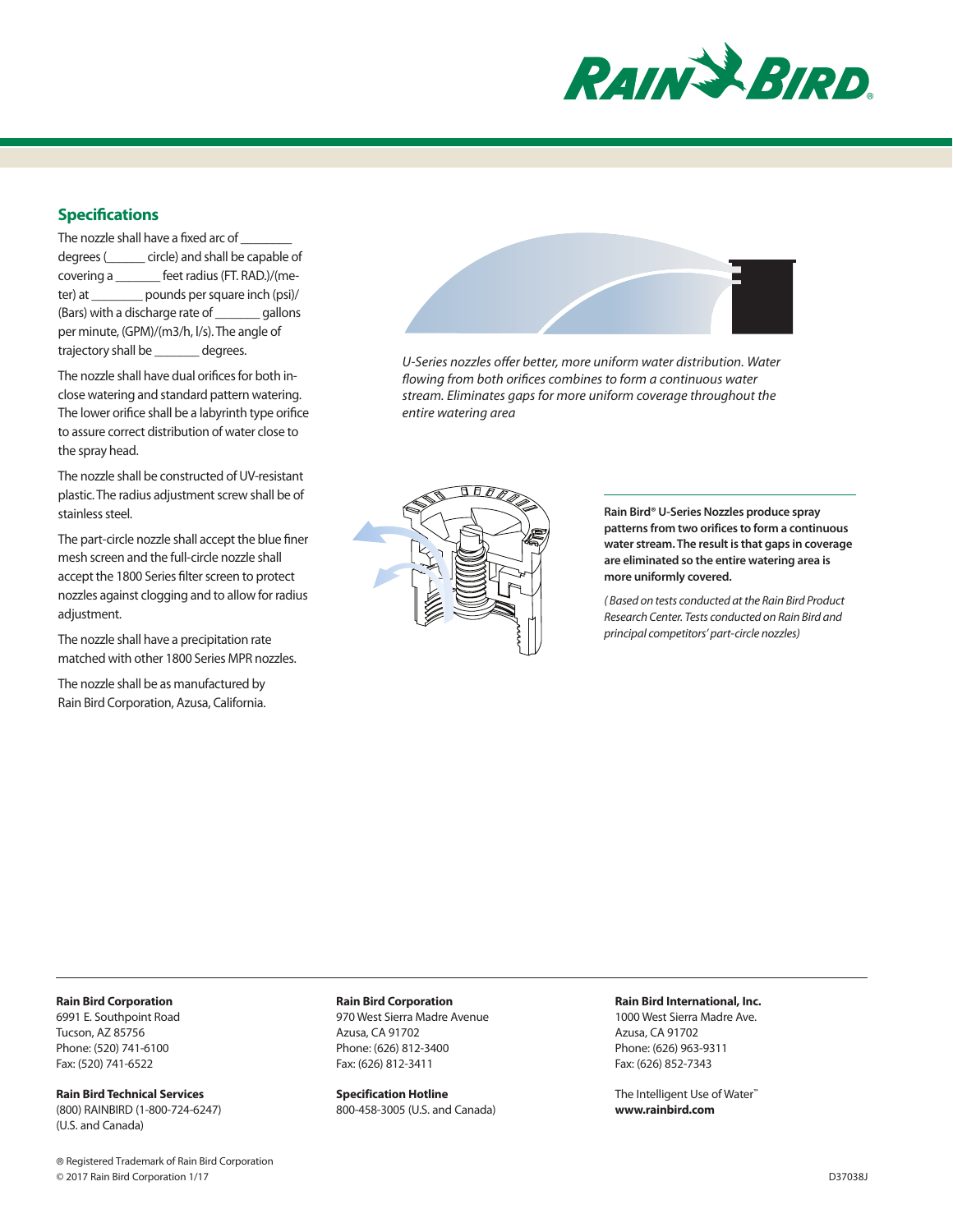## Specifications

The nozzle shall have a fixed arc of ________ degrees (______ circle) and shall be capable of covering a _______ feet radius (FT. RAD.)/(meter) at ________ pounds per square inch (psi)/ (Bars) with a discharge rate of _______ gallons per minute, (GPM)/(m3/h, l/s). The angle of trajectory shall be _______ degrees.

The nozzle shall have dual orifices for both in-close watering and standard pattern watering. The lower orifice shall be a labyrinth type orifice to assure correct distribution of water close to the spray head.

The nozzle shall be constructed of UV-resistant plastic. The radius adjustment screw shall be of stainless steel.

The part-circle nozzle shall accept the blue finer mesh screen and the full-circle nozzle shall accept the 1800 Series filter screen to protect nozzles against clogging and to allow for radius adjustment.

The nozzle shall have a precipitation rate matched with other 1800 Series MPR nozzles.

The nozzle shall be as manufactured by Rain Bird Corporation, Azusa, California.

*U-Series nozzles offer better, more uniform water distribution. Water flowing from both orifices combines to form a continuous water stream. Eliminates gaps for more uniform coverage throughout the entire watering area*

**Rain Bird® U-Series Nozzles produce spray patterns from two orifices to form a continuous water stream. The result is that gaps in coverage are eliminated so the entire watering area is more uniformly covered.**

*( Based on tests conducted at the Rain Bird Product Research Center. Tests conducted on Rain Bird and principal competitors' part-circle nozzles)*

**Rain Bird Corporation**
6991 E. Southpoint Road
Tucson, AZ 85756
Phone: (520) 741-6100
Fax: (520) 741-6522

**Rain Bird Technical Services**
(800) RAINBIRD (1-800-724-6247)
(U.S. and Canada)

**Rain Bird Corporation**
970 West Sierra Madre Avenue
Azusa, CA 91702
Phone: (626) 812-3400
Fax: (626) 812-3411

**Specification Hotline**
800-458-3005 (U.S. and Canada)

**Rain Bird International, Inc.**
1000 West Sierra Madre Ave.
Azusa, CA 91702
Phone: (626) 963-9311
Fax: (626) 852-7343

The Intelligent Use of Water™
**www.rainbird.com**

® Registered Trademark of Rain Bird Corporation
© 2017 Rain Bird Corporation 1/17

D37038J